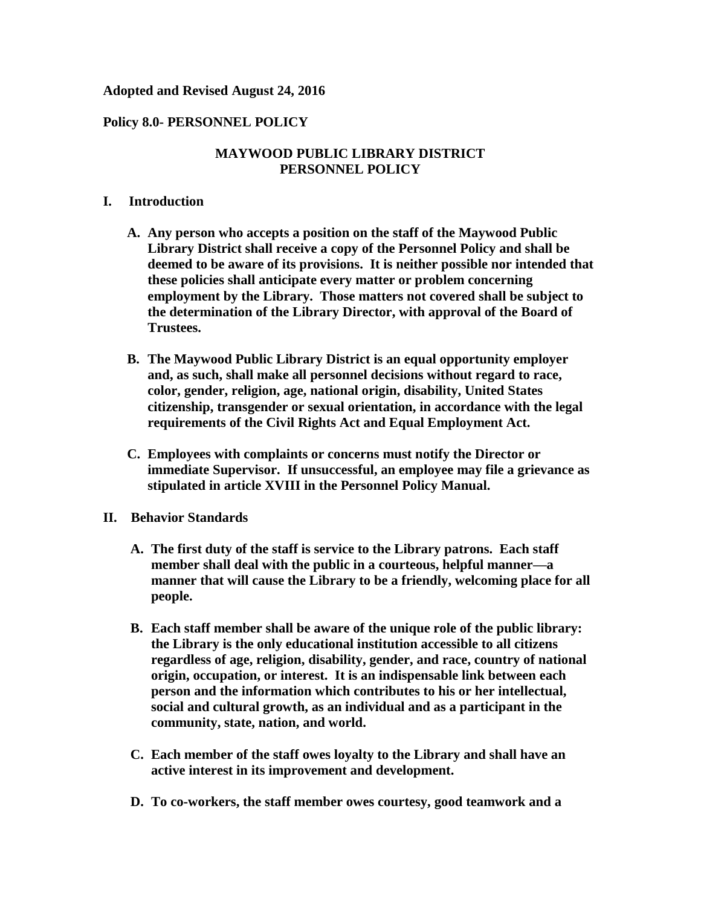**Adopted and Revised August 24, 2016**

**Policy 8.0- PERSONNEL POLICY**

# MAYWOOD PUBLIC LIBRARY DISTRICT
# PERSONNEL POLICY

## I. Introduction

**A. Any person who accepts a position on the staff of the Maywood Public Library District shall receive a copy of the Personnel Policy and shall be deemed to be aware of its provisions. It is neither possible nor intended that these policies shall anticipate every matter or problem concerning employment by the Library. Those matters not covered shall be subject to the determination of the Library Director, with approval of the Board of Trustees.**

**B. The Maywood Public Library District is an equal opportunity employer and, as such, shall make all personnel decisions without regard to race, color, gender, religion, age, national origin, disability, United States citizenship, transgender or sexual orientation, in accordance with the legal requirements of the Civil Rights Act and Equal Employment Act.**

**C. Employees with complaints or concerns must notify the Director or immediate Supervisor. If unsuccessful, an employee may file a grievance as stipulated in article XVIII in the Personnel Policy Manual.**

## II. Behavior Standards

**A. The first duty of the staff is service to the Library patrons. Each staff member shall deal with the public in a courteous, helpful manner—a manner that will cause the Library to be a friendly, welcoming place for all people.**

**B. Each staff member shall be aware of the unique role of the public library: the Library is the only educational institution accessible to all citizens regardless of age, religion, disability, gender, and race, country of national origin, occupation, or interest. It is an indispensable link between each person and the information which contributes to his or her intellectual, social and cultural growth, as an individual and as a participant in the community, state, nation, and world.**

**C. Each member of the staff owes loyalty to the Library and shall have an active interest in its improvement and development.**

**D. To co-workers, the staff member owes courtesy, good teamwork and a**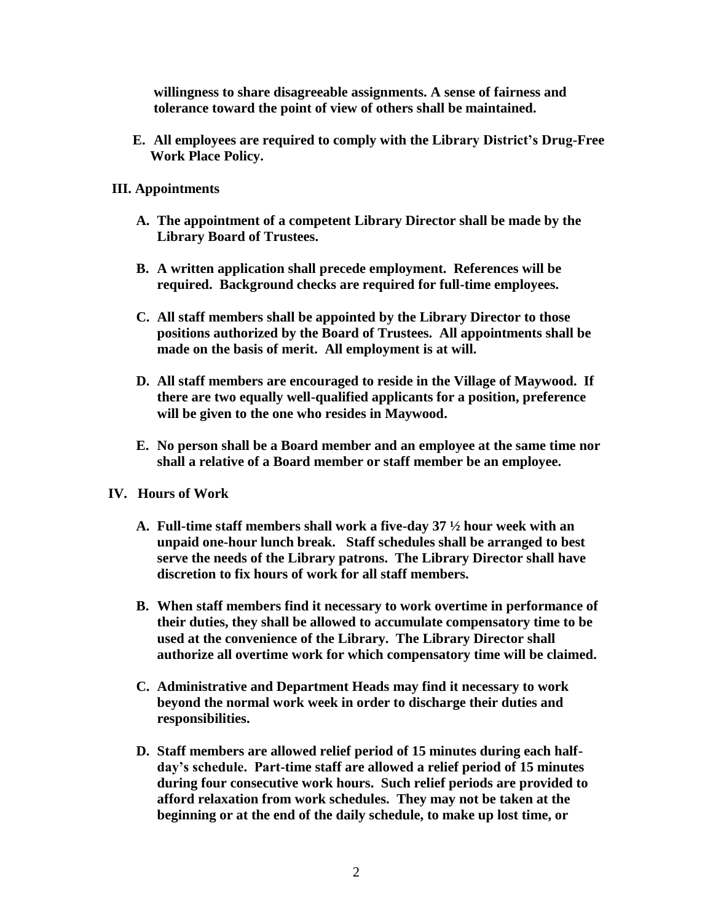**willingness to share disagreeable assignments. A sense of fairness and tolerance toward the point of view of others shall be maintained.**

**E. All employees are required to comply with the Library District's Drug-Free Work Place Policy.**

## III. Appointments

**A. The appointment of a competent Library Director shall be made by the Library Board of Trustees.**

**B. A written application shall precede employment. References will be required. Background checks are required for full-time employees.**

**C. All staff members shall be appointed by the Library Director to those positions authorized by the Board of Trustees. All appointments shall be made on the basis of merit. All employment is at will.**

**D. All staff members are encouraged to reside in the Village of Maywood. If there are two equally well-qualified applicants for a position, preference will be given to the one who resides in Maywood.**

**E. No person shall be a Board member and an employee at the same time nor shall a relative of a Board member or staff member be an employee.**

## IV. Hours of Work

**A. Full-time staff members shall work a five-day 37 ½ hour week with an unpaid one-hour lunch break. Staff schedules shall be arranged to best serve the needs of the Library patrons. The Library Director shall have discretion to fix hours of work for all staff members.**

**B. When staff members find it necessary to work overtime in performance of their duties, they shall be allowed to accumulate compensatory time to be used at the convenience of the Library. The Library Director shall authorize all overtime work for which compensatory time will be claimed.**

**C. Administrative and Department Heads may find it necessary to work beyond the normal work week in order to discharge their duties and responsibilities.**

**D. Staff members are allowed relief period of 15 minutes during each half-day's schedule. Part-time staff are allowed a relief period of 15 minutes during four consecutive work hours. Such relief periods are provided to afford relaxation from work schedules. They may not be taken at the beginning or at the end of the daily schedule, to make up lost time, or**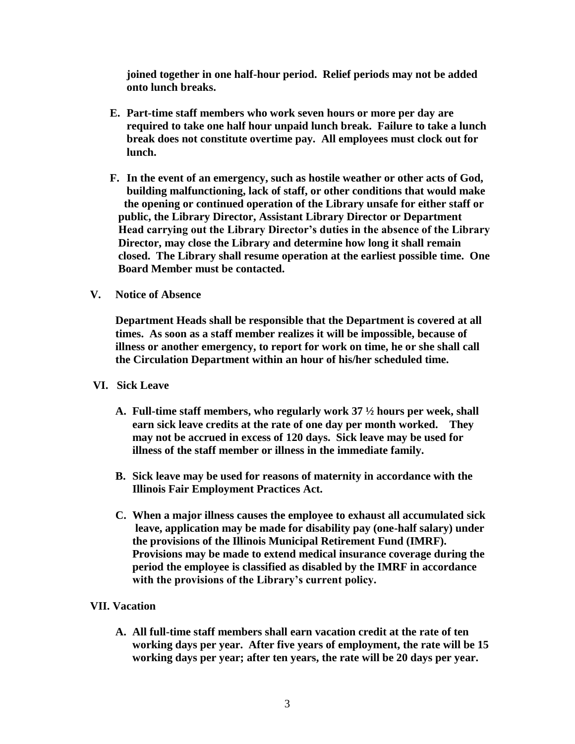**joined together in one half-hour period. Relief periods may not be added onto lunch breaks.**

**E. Part-time staff members who work seven hours or more per day are required to take one half hour unpaid lunch break. Failure to take a lunch break does not constitute overtime pay. All employees must clock out for lunch.**

**F. In the event of an emergency, such as hostile weather or other acts of God, building malfunctioning, lack of staff, or other conditions that would make the opening or continued operation of the Library unsafe for either staff or public, the Library Director, Assistant Library Director or Department Head carrying out the Library Director's duties in the absence of the Library Director, may close the Library and determine how long it shall remain closed. The Library shall resume operation at the earliest possible time. One Board Member must be contacted.**

## V. Notice of Absence

**Department Heads shall be responsible that the Department is covered at all times. As soon as a staff member realizes it will be impossible, because of illness or another emergency, to report for work on time, he or she shall call the Circulation Department within an hour of his/her scheduled time.**

## VI. Sick Leave

**A. Full-time staff members, who regularly work 37 ½ hours per week, shall earn sick leave credits at the rate of one day per month worked. They may not be accrued in excess of 120 days. Sick leave may be used for illness of the staff member or illness in the immediate family.**

**B. Sick leave may be used for reasons of maternity in accordance with the Illinois Fair Employment Practices Act.**

**C. When a major illness causes the employee to exhaust all accumulated sick leave, application may be made for disability pay (one-half salary) under the provisions of the Illinois Municipal Retirement Fund (IMRF). Provisions may be made to extend medical insurance coverage during the period the employee is classified as disabled by the IMRF in accordance with the provisions of the Library's current policy.**

## VII. Vacation

**A. All full-time staff members shall earn vacation credit at the rate of ten working days per year. After five years of employment, the rate will be 15 working days per year; after ten years, the rate will be 20 days per year.**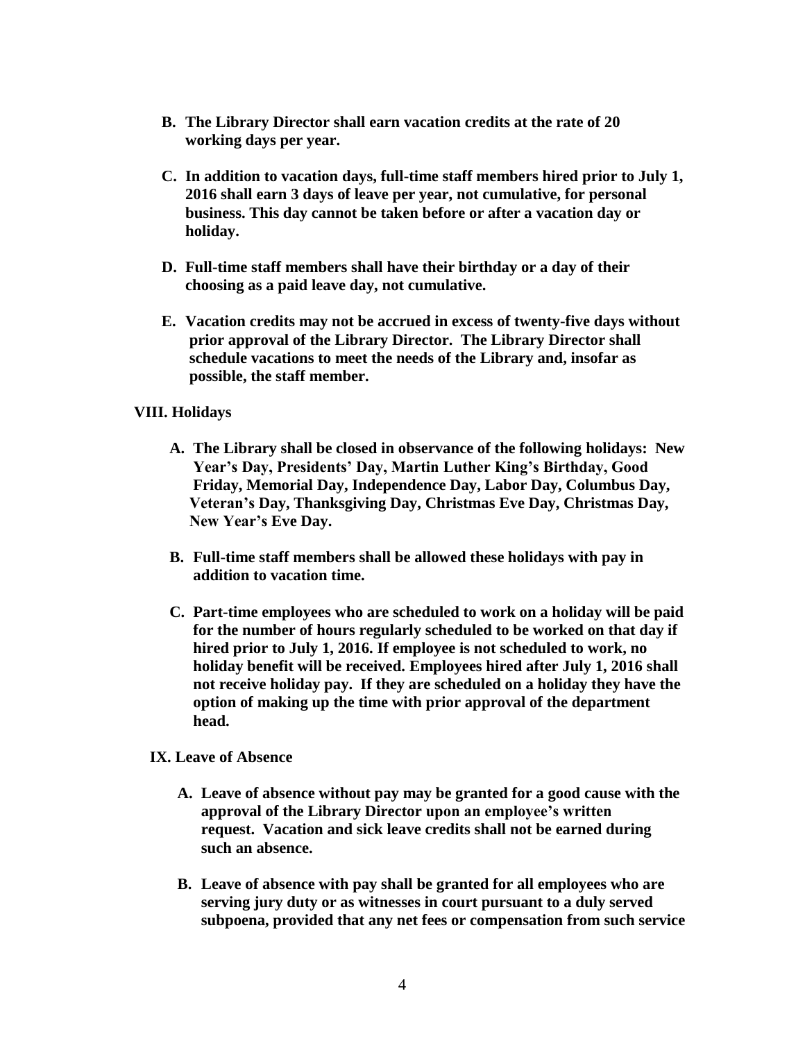**B. The Library Director shall earn vacation credits at the rate of 20 working days per year.**

**C. In addition to vacation days, full-time staff members hired prior to July 1, 2016 shall earn 3 days of leave per year, not cumulative, for personal business. This day cannot be taken before or after a vacation day or holiday.**

**D. Full-time staff members shall have their birthday or a day of their choosing as a paid leave day, not cumulative.**

**E. Vacation credits may not be accrued in excess of twenty-five days without prior approval of the Library Director. The Library Director shall schedule vacations to meet the needs of the Library and, insofar as possible, the staff member.**

## VIII. Holidays

**A. The Library shall be closed in observance of the following holidays: New Year's Day, Presidents' Day, Martin Luther King's Birthday, Good Friday, Memorial Day, Independence Day, Labor Day, Columbus Day, Veteran's Day, Thanksgiving Day, Christmas Eve Day, Christmas Day, New Year's Eve Day.**

**B. Full-time staff members shall be allowed these holidays with pay in addition to vacation time.**

**C. Part-time employees who are scheduled to work on a holiday will be paid for the number of hours regularly scheduled to be worked on that day if hired prior to July 1, 2016. If employee is not scheduled to work, no holiday benefit will be received. Employees hired after July 1, 2016 shall not receive holiday pay. If they are scheduled on a holiday they have the option of making up the time with prior approval of the department head.**

## IX. Leave of Absence

**A. Leave of absence without pay may be granted for a good cause with the approval of the Library Director upon an employee's written request. Vacation and sick leave credits shall not be earned during such an absence.**

**B. Leave of absence with pay shall be granted for all employees who are serving jury duty or as witnesses in court pursuant to a duly served subpoena, provided that any net fees or compensation from such service**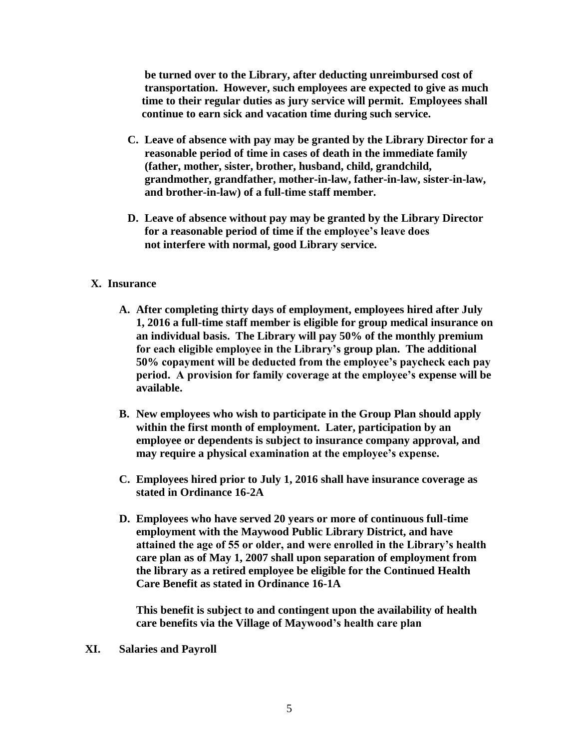**be turned over to the Library, after deducting unreimbursed cost of transportation. However, such employees are expected to give as much time to their regular duties as jury service will permit. Employees shall continue to earn sick and vacation time during such service.**

**C. Leave of absence with pay may be granted by the Library Director for a reasonable period of time in cases of death in the immediate family (father, mother, sister, brother, husband, child, grandchild, grandmother, grandfather, mother-in-law, father-in-law, sister-in-law, and brother-in-law) of a full-time staff member.**

**D. Leave of absence without pay may be granted by the Library Director for a reasonable period of time if the employee's leave does not interfere with normal, good Library service.**

## X. Insurance

**A. After completing thirty days of employment, employees hired after July 1, 2016 a full-time staff member is eligible for group medical insurance on an individual basis. The Library will pay 50% of the monthly premium for each eligible employee in the Library's group plan. The additional 50% copayment will be deducted from the employee's paycheck each pay period. A provision for family coverage at the employee's expense will be available.**

**B. New employees who wish to participate in the Group Plan should apply within the first month of employment. Later, participation by an employee or dependents is subject to insurance company approval, and may require a physical examination at the employee's expense.**

**C. Employees hired prior to July 1, 2016 shall have insurance coverage as stated in Ordinance 16-2A**

**D. Employees who have served 20 years or more of continuous full-time employment with the Maywood Public Library District, and have attained the age of 55 or older, and were enrolled in the Library's health care plan as of May 1, 2007 shall upon separation of employment from the library as a retired employee be eligible for the Continued Health Care Benefit as stated in Ordinance 16-1A**

**This benefit is subject to and contingent upon the availability of health care benefits via the Village of Maywood's health care plan**

## XI. Salaries and Payroll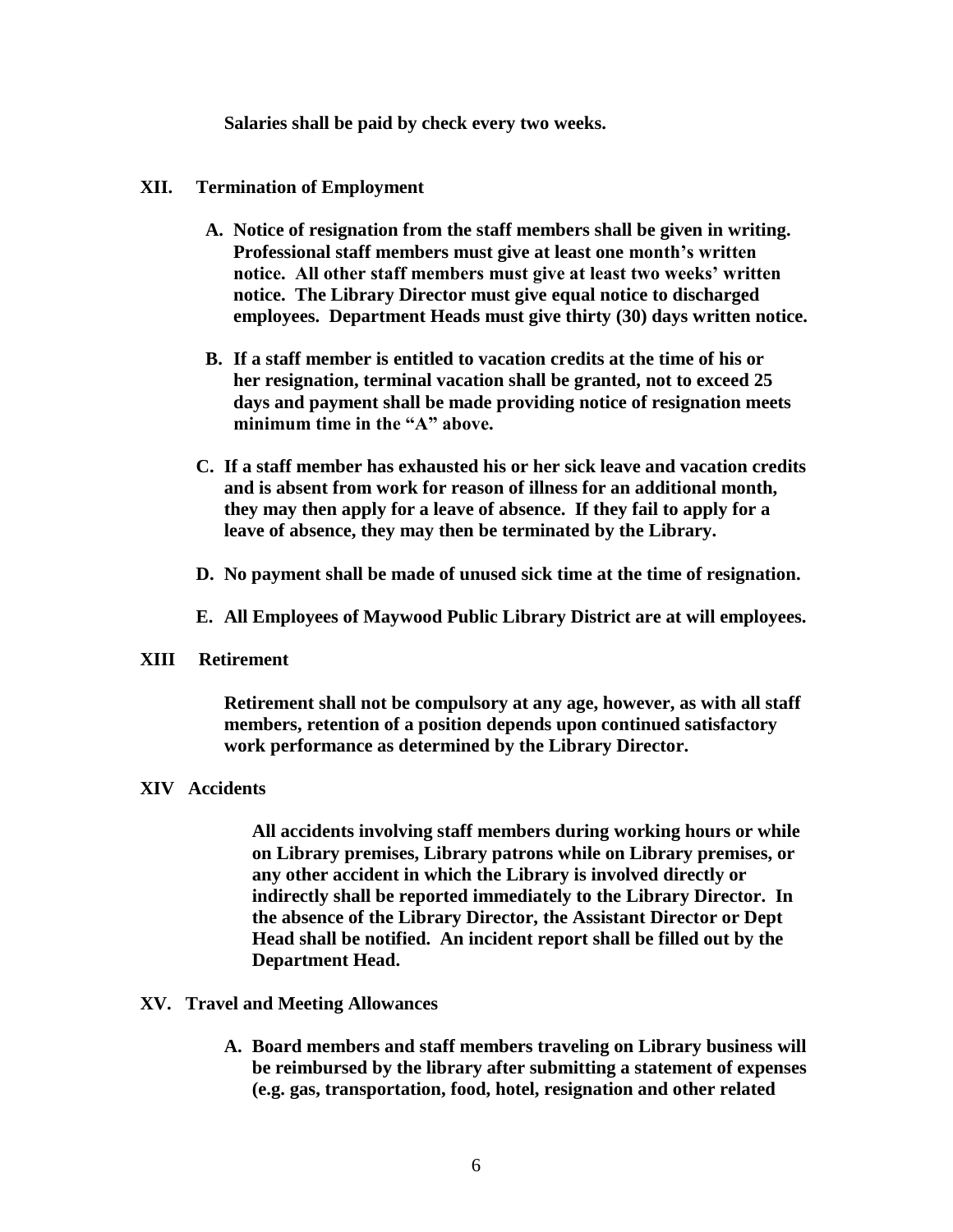**Salaries shall be paid by check every two weeks.**

## XII. Termination of Employment

**A. Notice of resignation from the staff members shall be given in writing. Professional staff members must give at least one month's written notice. All other staff members must give at least two weeks' written notice. The Library Director must give equal notice to discharged employees. Department Heads must give thirty (30) days written notice.**

**B. If a staff member is entitled to vacation credits at the time of his or her resignation, terminal vacation shall be granted, not to exceed 25 days and payment shall be made providing notice of resignation meets minimum time in the "A" above.**

**C. If a staff member has exhausted his or her sick leave and vacation credits and is absent from work for reason of illness for an additional month, they may then apply for a leave of absence. If they fail to apply for a leave of absence, they may then be terminated by the Library.**

**D. No payment shall be made of unused sick time at the time of resignation.**

**E. All Employees of Maywood Public Library District are at will employees.**

## XIII Retirement

**Retirement shall not be compulsory at any age, however, as with all staff members, retention of a position depends upon continued satisfactory work performance as determined by the Library Director.**

## XIV Accidents

**All accidents involving staff members during working hours or while on Library premises, Library patrons while on Library premises, or any other accident in which the Library is involved directly or indirectly shall be reported immediately to the Library Director. In the absence of the Library Director, the Assistant Director or Dept Head shall be notified. An incident report shall be filled out by the Department Head.**

## XV. Travel and Meeting Allowances

**A. Board members and staff members traveling on Library business will be reimbursed by the library after submitting a statement of expenses (e.g. gas, transportation, food, hotel, resignation and other related**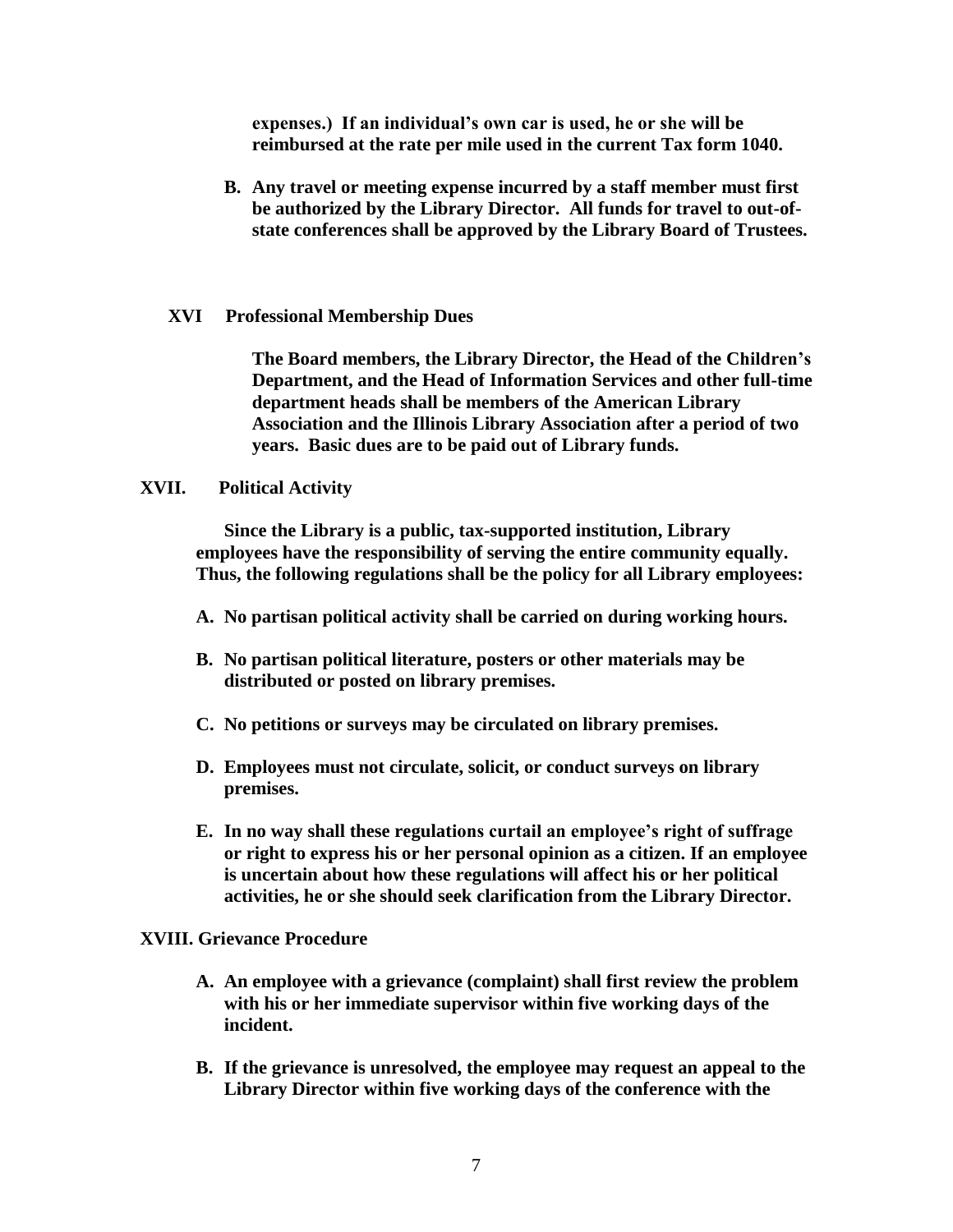**expenses.) If an individual's own car is used, he or she will be reimbursed at the rate per mile used in the current Tax form 1040.**

**B. Any travel or meeting expense incurred by a staff member must first be authorized by the Library Director. All funds for travel to out-of-state conferences shall be approved by the Library Board of Trustees.**

## XVI Professional Membership Dues

**The Board members, the Library Director, the Head of the Children's Department, and the Head of Information Services and other full-time department heads shall be members of the American Library Association and the Illinois Library Association after a period of two years. Basic dues are to be paid out of Library funds.**

## XVII. Political Activity

**Since the Library is a public, tax-supported institution, Library employees have the responsibility of serving the entire community equally. Thus, the following regulations shall be the policy for all Library employees:**

**A. No partisan political activity shall be carried on during working hours.**

**B. No partisan political literature, posters or other materials may be distributed or posted on library premises.**

**C. No petitions or surveys may be circulated on library premises.**

**D. Employees must not circulate, solicit, or conduct surveys on library premises.**

**E. In no way shall these regulations curtail an employee's right of suffrage or right to express his or her personal opinion as a citizen. If an employee is uncertain about how these regulations will affect his or her political activities, he or she should seek clarification from the Library Director.**

## XVIII. Grievance Procedure

**A. An employee with a grievance (complaint) shall first review the problem with his or her immediate supervisor within five working days of the incident.**

**B. If the grievance is unresolved, the employee may request an appeal to the Library Director within five working days of the conference with the**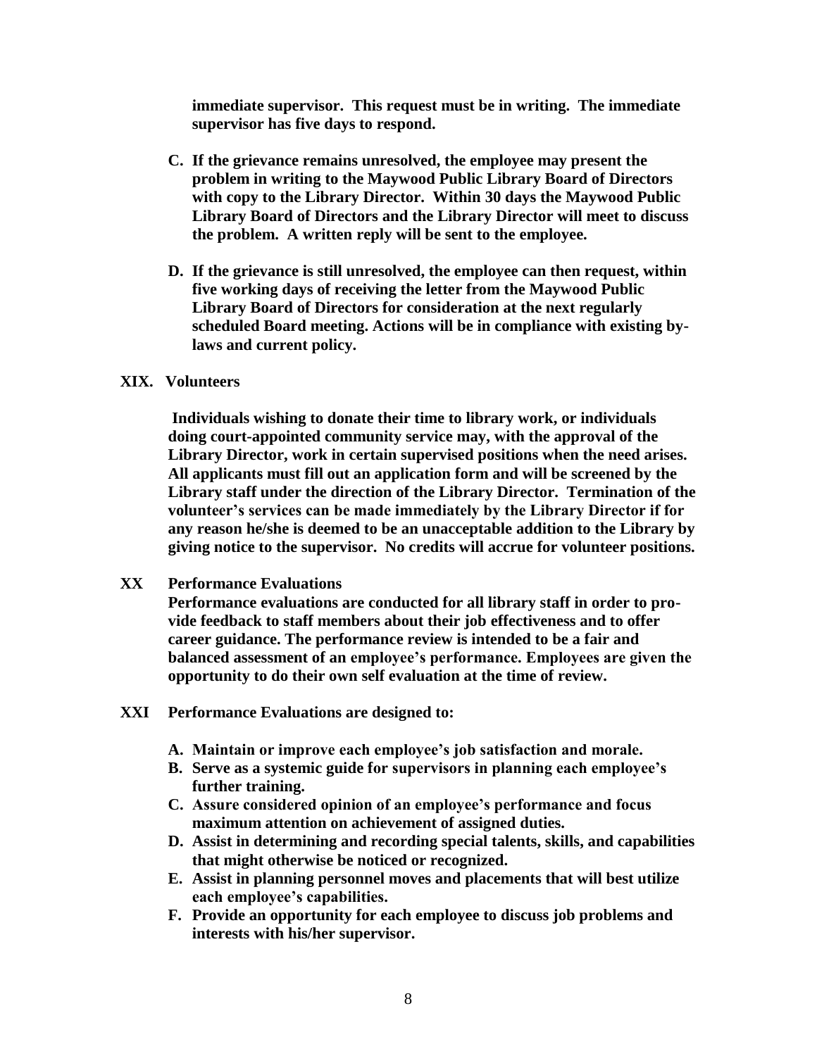**immediate supervisor. This request must be in writing. The immediate supervisor has five days to respond.**

**C. If the grievance remains unresolved, the employee may present the problem in writing to the Maywood Public Library Board of Directors with copy to the Library Director. Within 30 days the Maywood Public Library Board of Directors and the Library Director will meet to discuss the problem. A written reply will be sent to the employee.**

**D. If the grievance is still unresolved, the employee can then request, within five working days of receiving the letter from the Maywood Public Library Board of Directors for consideration at the next regularly scheduled Board meeting. Actions will be in compliance with existing by-laws and current policy.**

## XIX. Volunteers

**Individuals wishing to donate their time to library work, or individuals doing court-appointed community service may, with the approval of the Library Director, work in certain supervised positions when the need arises. All applicants must fill out an application form and will be screened by the Library staff under the direction of the Library Director. Termination of the volunteer's services can be made immediately by the Library Director if for any reason he/she is deemed to be an unacceptable addition to the Library by giving notice to the supervisor. No credits will accrue for volunteer positions.**

## XX Performance Evaluations

**Performance evaluations are conducted for all library staff in order to provide feedback to staff members about their job effectiveness and to offer career guidance. The performance review is intended to be a fair and balanced assessment of an employee's performance. Employees are given the opportunity to do their own self evaluation at the time of review.**

## XXI Performance Evaluations are designed to:

**A. Maintain or improve each employee's job satisfaction and morale.**

**B. Serve as a systemic guide for supervisors in planning each employee's further training.**

**C. Assure considered opinion of an employee's performance and focus maximum attention on achievement of assigned duties.**

**D. Assist in determining and recording special talents, skills, and capabilities that might otherwise be noticed or recognized.**

**E. Assist in planning personnel moves and placements that will best utilize each employee's capabilities.**

**F. Provide an opportunity for each employee to discuss job problems and interests with his/her supervisor.**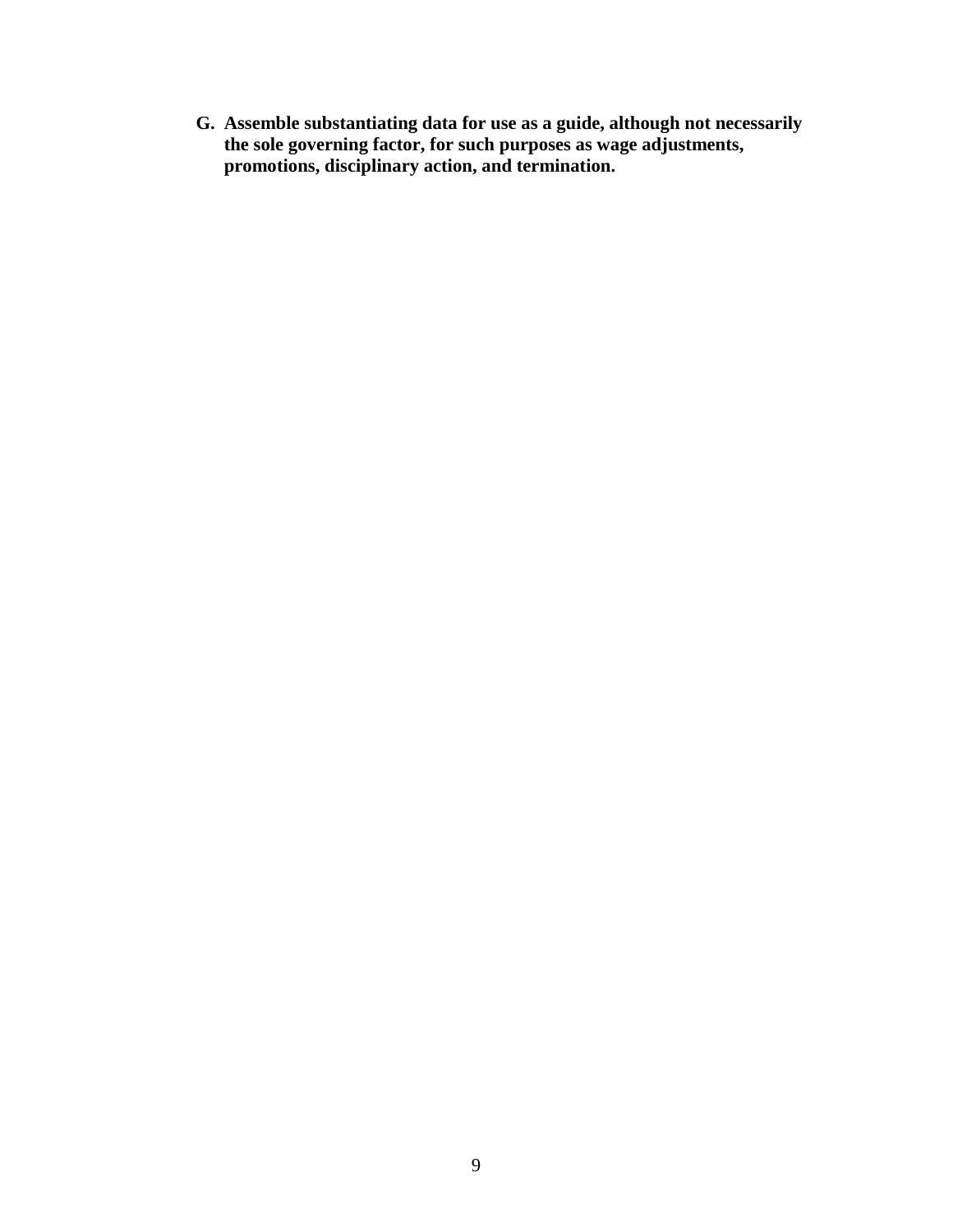**G. Assemble substantiating data for use as a guide, although not necessarily the sole governing factor, for such purposes as wage adjustments, promotions, disciplinary action, and termination.**